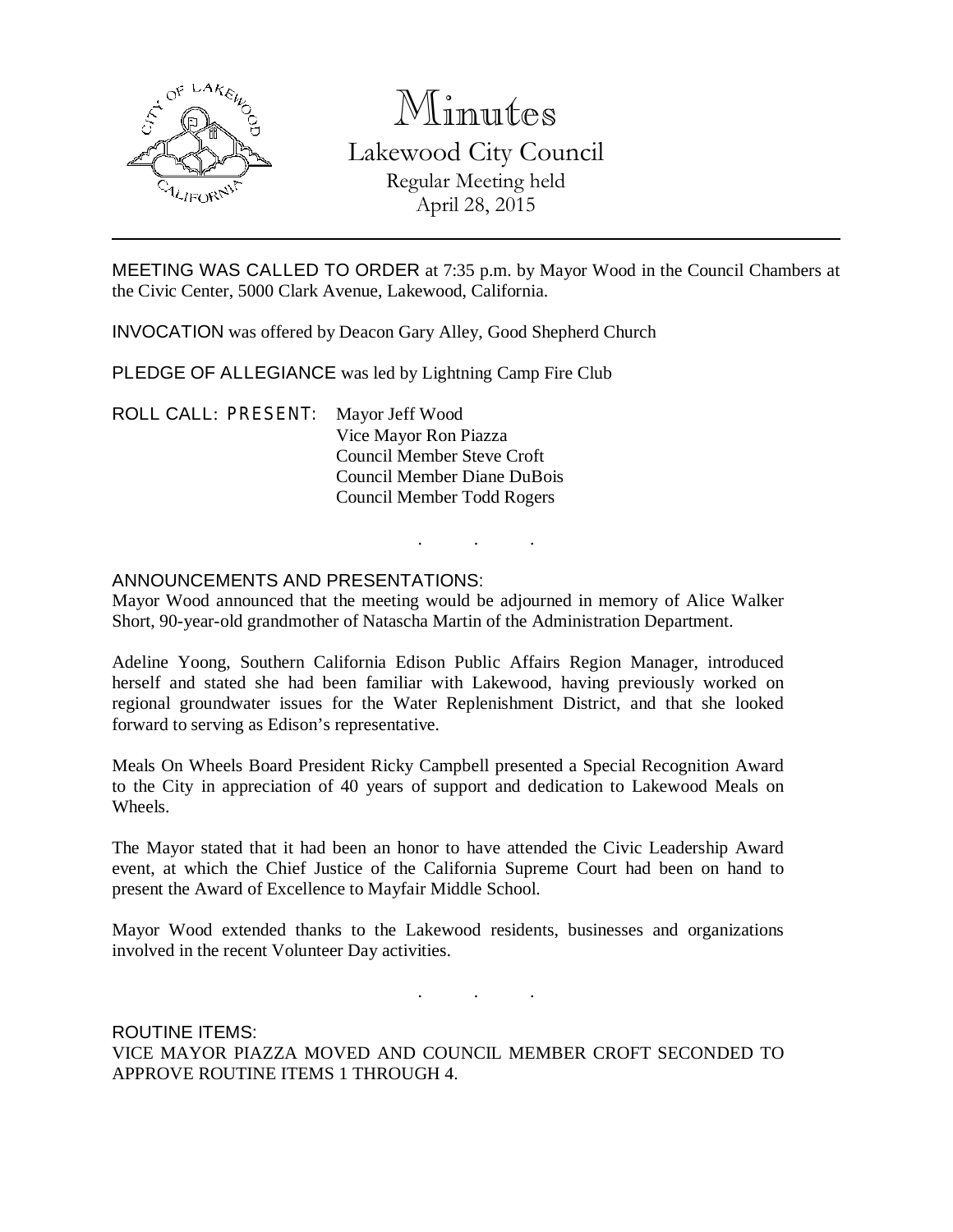# Minutes

## Lakewood City Council

Regular Meeting held
April 28, 2015

---

MEETING WAS CALLED TO ORDER at 7:35 p.m. by Mayor Wood in the Council Chambers at the Civic Center, 5000 Clark Avenue, Lakewood, California.

INVOCATION was offered by Deacon Gary Alley, Good Shepherd Church

PLEDGE OF ALLEGIANCE was led by Lightning Camp Fire Club

ROLL CALL: PRESENT: Mayor Jeff Wood
Vice Mayor Ron Piazza
Council Member Steve Croft
Council Member Diane DuBois
Council Member Todd Rogers

. . .

ANNOUNCEMENTS AND PRESENTATIONS:

Mayor Wood announced that the meeting would be adjourned in memory of Alice Walker Short, 90-year-old grandmother of Natascha Martin of the Administration Department.

Adeline Yoong, Southern California Edison Public Affairs Region Manager, introduced herself and stated she had been familiar with Lakewood, having previously worked on regional groundwater issues for the Water Replenishment District, and that she looked forward to serving as Edison's representative.

Meals On Wheels Board President Ricky Campbell presented a Special Recognition Award to the City in appreciation of 40 years of support and dedication to Lakewood Meals on Wheels.

The Mayor stated that it had been an honor to have attended the Civic Leadership Award event, at which the Chief Justice of the California Supreme Court had been on hand to present the Award of Excellence to Mayfair Middle School.

Mayor Wood extended thanks to the Lakewood residents, businesses and organizations involved in the recent Volunteer Day activities.

. . .

ROUTINE ITEMS:

VICE MAYOR PIAZZA MOVED AND COUNCIL MEMBER CROFT SECONDED TO APPROVE ROUTINE ITEMS 1 THROUGH 4.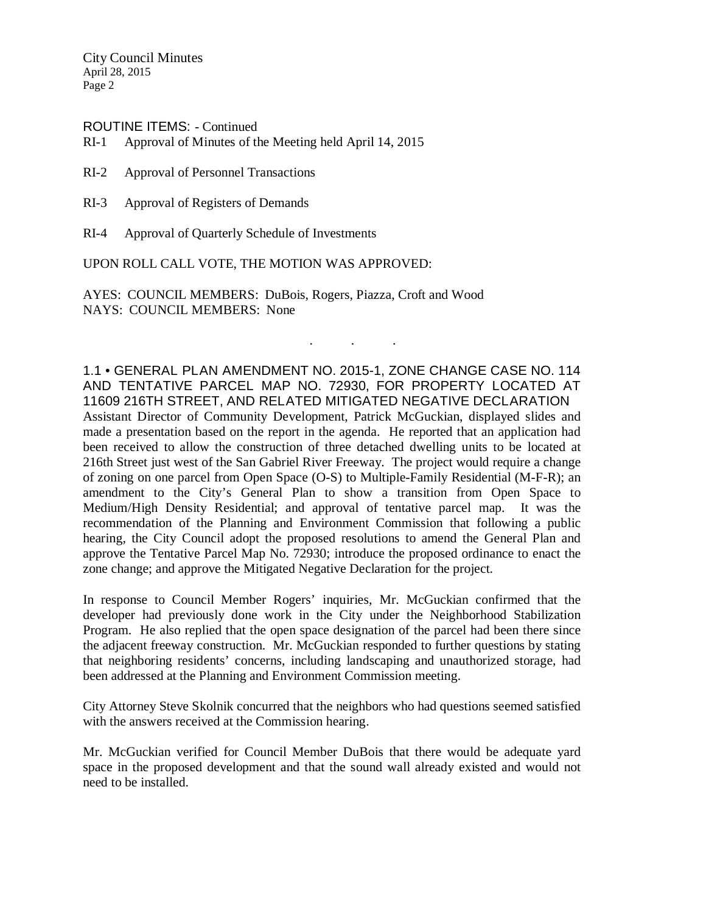ROUTINE ITEMS: - Continued

RI-1 Approval of Minutes of the Meeting held April 14, 2015

RI-2 Approval of Personnel Transactions

RI-3 Approval of Registers of Demands

RI-4 Approval of Quarterly Schedule of Investments

UPON ROLL CALL VOTE, THE MOTION WAS APPROVED:

AYES: COUNCIL MEMBERS: DuBois, Rogers, Piazza, Croft and Wood
NAYS: COUNCIL MEMBERS: None

. . .

## 1.1 • GENERAL PLAN AMENDMENT NO. 2015-1, ZONE CHANGE CASE NO. 114 AND TENTATIVE PARCEL MAP NO. 72930, FOR PROPERTY LOCATED AT 11609 216TH STREET, AND RELATED MITIGATED NEGATIVE DECLARATION

Assistant Director of Community Development, Patrick McGuckian, displayed slides and made a presentation based on the report in the agenda. He reported that an application had been received to allow the construction of three detached dwelling units to be located at 216th Street just west of the San Gabriel River Freeway. The project would require a change of zoning on one parcel from Open Space (O-S) to Multiple-Family Residential (M-F-R); an amendment to the City's General Plan to show a transition from Open Space to Medium/High Density Residential; and approval of tentative parcel map. It was the recommendation of the Planning and Environment Commission that following a public hearing, the City Council adopt the proposed resolutions to amend the General Plan and approve the Tentative Parcel Map No. 72930; introduce the proposed ordinance to enact the zone change; and approve the Mitigated Negative Declaration for the project.

In response to Council Member Rogers' inquiries, Mr. McGuckian confirmed that the developer had previously done work in the City under the Neighborhood Stabilization Program. He also replied that the open space designation of the parcel had been there since the adjacent freeway construction. Mr. McGuckian responded to further questions by stating that neighboring residents' concerns, including landscaping and unauthorized storage, had been addressed at the Planning and Environment Commission meeting.

City Attorney Steve Skolnik concurred that the neighbors who had questions seemed satisfied with the answers received at the Commission hearing.

Mr. McGuckian verified for Council Member DuBois that there would be adequate yard space in the proposed development and that the sound wall already existed and would not need to be installed.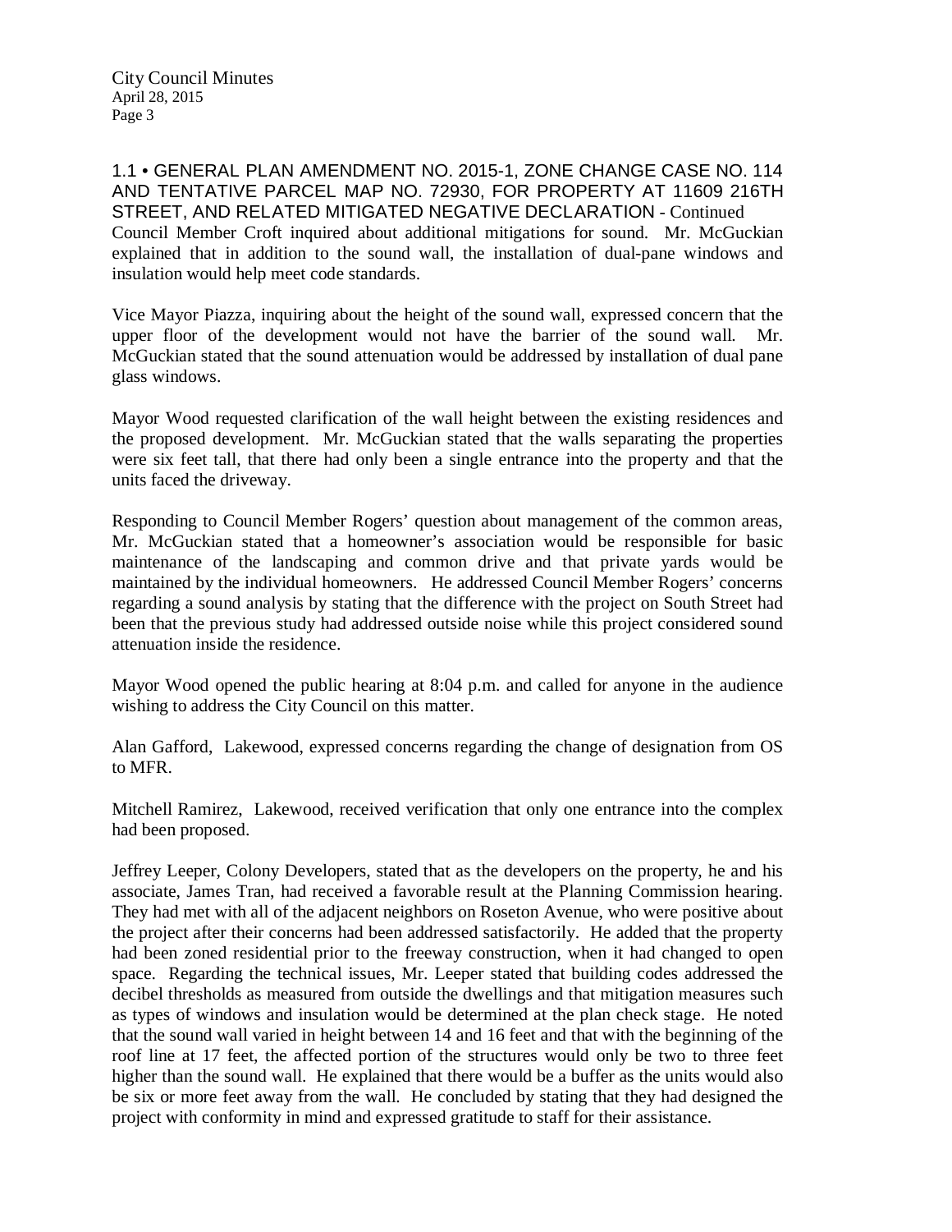1.1 • GENERAL PLAN AMENDMENT NO. 2015-1, ZONE CHANGE CASE NO. 114 AND TENTATIVE PARCEL MAP NO. 72930, FOR PROPERTY AT 11609 216TH STREET, AND RELATED MITIGATED NEGATIVE DECLARATION - Continued

Council Member Croft inquired about additional mitigations for sound. Mr. McGuckian explained that in addition to the sound wall, the installation of dual-pane windows and insulation would help meet code standards.

Vice Mayor Piazza, inquiring about the height of the sound wall, expressed concern that the upper floor of the development would not have the barrier of the sound wall. Mr. McGuckian stated that the sound attenuation would be addressed by installation of dual pane glass windows.

Mayor Wood requested clarification of the wall height between the existing residences and the proposed development. Mr. McGuckian stated that the walls separating the properties were six feet tall, that there had only been a single entrance into the property and that the units faced the driveway.

Responding to Council Member Rogers' question about management of the common areas, Mr. McGuckian stated that a homeowner's association would be responsible for basic maintenance of the landscaping and common drive and that private yards would be maintained by the individual homeowners. He addressed Council Member Rogers' concerns regarding a sound analysis by stating that the difference with the project on South Street had been that the previous study had addressed outside noise while this project considered sound attenuation inside the residence.

Mayor Wood opened the public hearing at 8:04 p.m. and called for anyone in the audience wishing to address the City Council on this matter.

Alan Gafford, Lakewood, expressed concerns regarding the change of designation from OS to MFR.

Mitchell Ramirez, Lakewood, received verification that only one entrance into the complex had been proposed.

Jeffrey Leeper, Colony Developers, stated that as the developers on the property, he and his associate, James Tran, had received a favorable result at the Planning Commission hearing. They had met with all of the adjacent neighbors on Roseton Avenue, who were positive about the project after their concerns had been addressed satisfactorily. He added that the property had been zoned residential prior to the freeway construction, when it had changed to open space. Regarding the technical issues, Mr. Leeper stated that building codes addressed the decibel thresholds as measured from outside the dwellings and that mitigation measures such as types of windows and insulation would be determined at the plan check stage. He noted that the sound wall varied in height between 14 and 16 feet and that with the beginning of the roof line at 17 feet, the affected portion of the structures would only be two to three feet higher than the sound wall. He explained that there would be a buffer as the units would also be six or more feet away from the wall. He concluded by stating that they had designed the project with conformity in mind and expressed gratitude to staff for their assistance.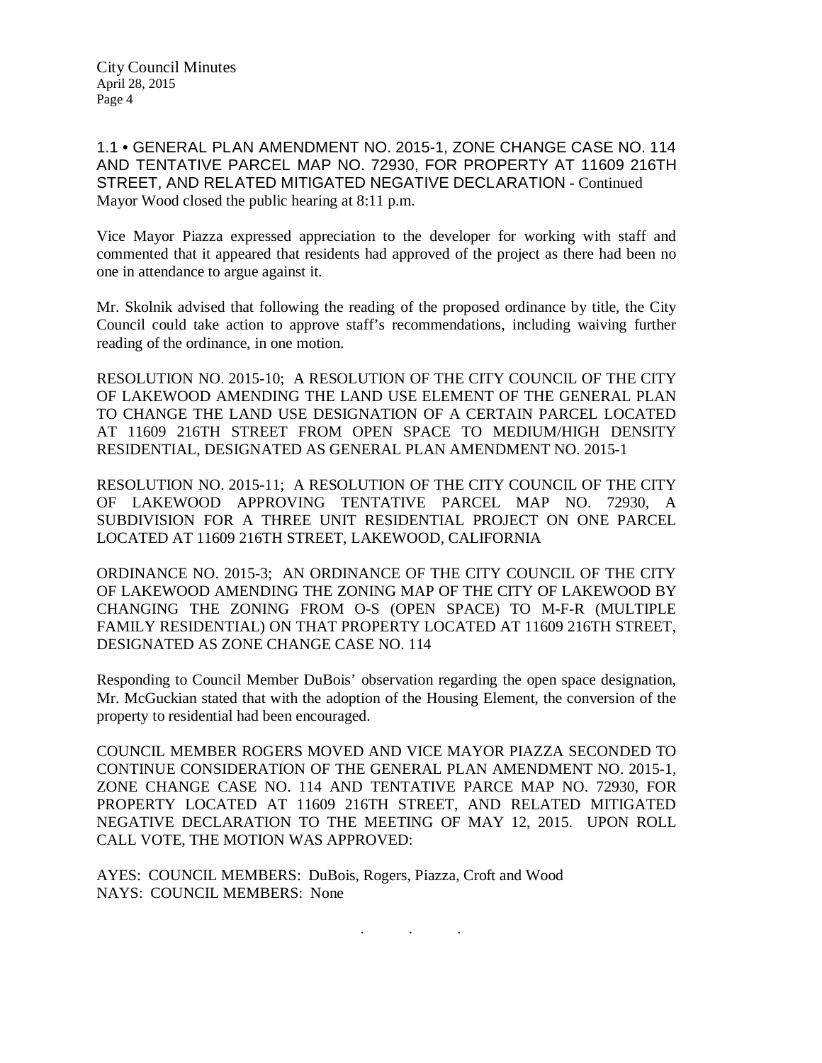1.1 • GENERAL PLAN AMENDMENT NO. 2015-1, ZONE CHANGE CASE NO. 114 AND TENTATIVE PARCEL MAP NO. 72930, FOR PROPERTY AT 11609 216TH STREET, AND RELATED MITIGATED NEGATIVE DECLARATION - Continued

Mayor Wood closed the public hearing at 8:11 p.m.

Vice Mayor Piazza expressed appreciation to the developer for working with staff and commented that it appeared that residents had approved of the project as there had been no one in attendance to argue against it.

Mr. Skolnik advised that following the reading of the proposed ordinance by title, the City Council could take action to approve staff's recommendations, including waiving further reading of the ordinance, in one motion.

RESOLUTION NO. 2015-10; A RESOLUTION OF THE CITY COUNCIL OF THE CITY OF LAKEWOOD AMENDING THE LAND USE ELEMENT OF THE GENERAL PLAN TO CHANGE THE LAND USE DESIGNATION OF A CERTAIN PARCEL LOCATED AT 11609 216TH STREET FROM OPEN SPACE TO MEDIUM/HIGH DENSITY RESIDENTIAL, DESIGNATED AS GENERAL PLAN AMENDMENT NO. 2015-1

RESOLUTION NO. 2015-11; A RESOLUTION OF THE CITY COUNCIL OF THE CITY OF LAKEWOOD APPROVING TENTATIVE PARCEL MAP NO. 72930, A SUBDIVISION FOR A THREE UNIT RESIDENTIAL PROJECT ON ONE PARCEL LOCATED AT 11609 216TH STREET, LAKEWOOD, CALIFORNIA

ORDINANCE NO. 2015-3; AN ORDINANCE OF THE CITY COUNCIL OF THE CITY OF LAKEWOOD AMENDING THE ZONING MAP OF THE CITY OF LAKEWOOD BY CHANGING THE ZONING FROM O-S (OPEN SPACE) TO M-F-R (MULTIPLE FAMILY RESIDENTIAL) ON THAT PROPERTY LOCATED AT 11609 216TH STREET, DESIGNATED AS ZONE CHANGE CASE NO. 114

Responding to Council Member DuBois' observation regarding the open space designation, Mr. McGuckian stated that with the adoption of the Housing Element, the conversion of the property to residential had been encouraged.

COUNCIL MEMBER ROGERS MOVED AND VICE MAYOR PIAZZA SECONDED TO CONTINUE CONSIDERATION OF THE GENERAL PLAN AMENDMENT NO. 2015-1, ZONE CHANGE CASE NO. 114 AND TENTATIVE PARCE MAP NO. 72930, FOR PROPERTY LOCATED AT 11609 216TH STREET, AND RELATED MITIGATED NEGATIVE DECLARATION TO THE MEETING OF MAY 12, 2015. UPON ROLL CALL VOTE, THE MOTION WAS APPROVED:

AYES: COUNCIL MEMBERS: DuBois, Rogers, Piazza, Croft and Wood
NAYS: COUNCIL MEMBERS: None

. . .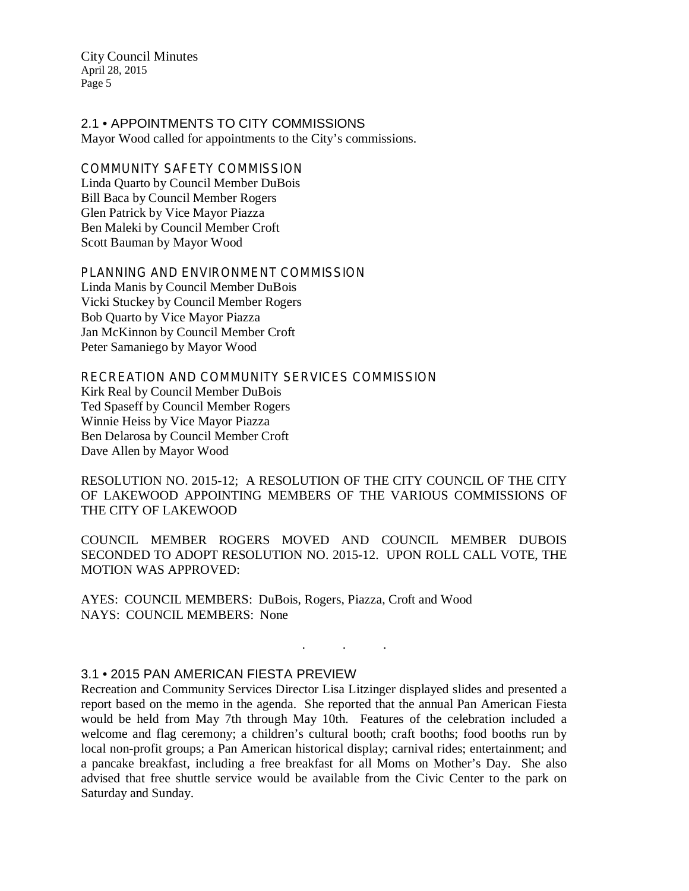## 2.1 • APPOINTMENTS TO CITY COMMISSIONS

Mayor Wood called for appointments to the City's commissions.

### COMMUNITY SAFETY COMMISSION

Linda Quarto by Council Member DuBois
Bill Baca by Council Member Rogers
Glen Patrick by Vice Mayor Piazza
Ben Maleki by Council Member Croft
Scott Bauman by Mayor Wood

### PLANNING AND ENVIRONMENT COMMISSION

Linda Manis by Council Member DuBois
Vicki Stuckey by Council Member Rogers
Bob Quarto by Vice Mayor Piazza
Jan McKinnon by Council Member Croft
Peter Samaniego by Mayor Wood

### RECREATION AND COMMUNITY SERVICES COMMISSION

Kirk Real by Council Member DuBois
Ted Spaseff by Council Member Rogers
Winnie Heiss by Vice Mayor Piazza
Ben Delarosa by Council Member Croft
Dave Allen by Mayor Wood

RESOLUTION NO. 2015-12; A RESOLUTION OF THE CITY COUNCIL OF THE CITY OF LAKEWOOD APPOINTING MEMBERS OF THE VARIOUS COMMISSIONS OF THE CITY OF LAKEWOOD

COUNCIL MEMBER ROGERS MOVED AND COUNCIL MEMBER DUBOIS SECONDED TO ADOPT RESOLUTION NO. 2015-12. UPON ROLL CALL VOTE, THE MOTION WAS APPROVED:

AYES: COUNCIL MEMBERS: DuBois, Rogers, Piazza, Croft and Wood
NAYS: COUNCIL MEMBERS: None

. . .

## 3.1 • 2015 PAN AMERICAN FIESTA PREVIEW

Recreation and Community Services Director Lisa Litzinger displayed slides and presented a report based on the memo in the agenda. She reported that the annual Pan American Fiesta would be held from May 7th through May 10th. Features of the celebration included a welcome and flag ceremony; a children's cultural booth; craft booths; food booths run by local non-profit groups; a Pan American historical display; carnival rides; entertainment; and a pancake breakfast, including a free breakfast for all Moms on Mother's Day. She also advised that free shuttle service would be available from the Civic Center to the park on Saturday and Sunday.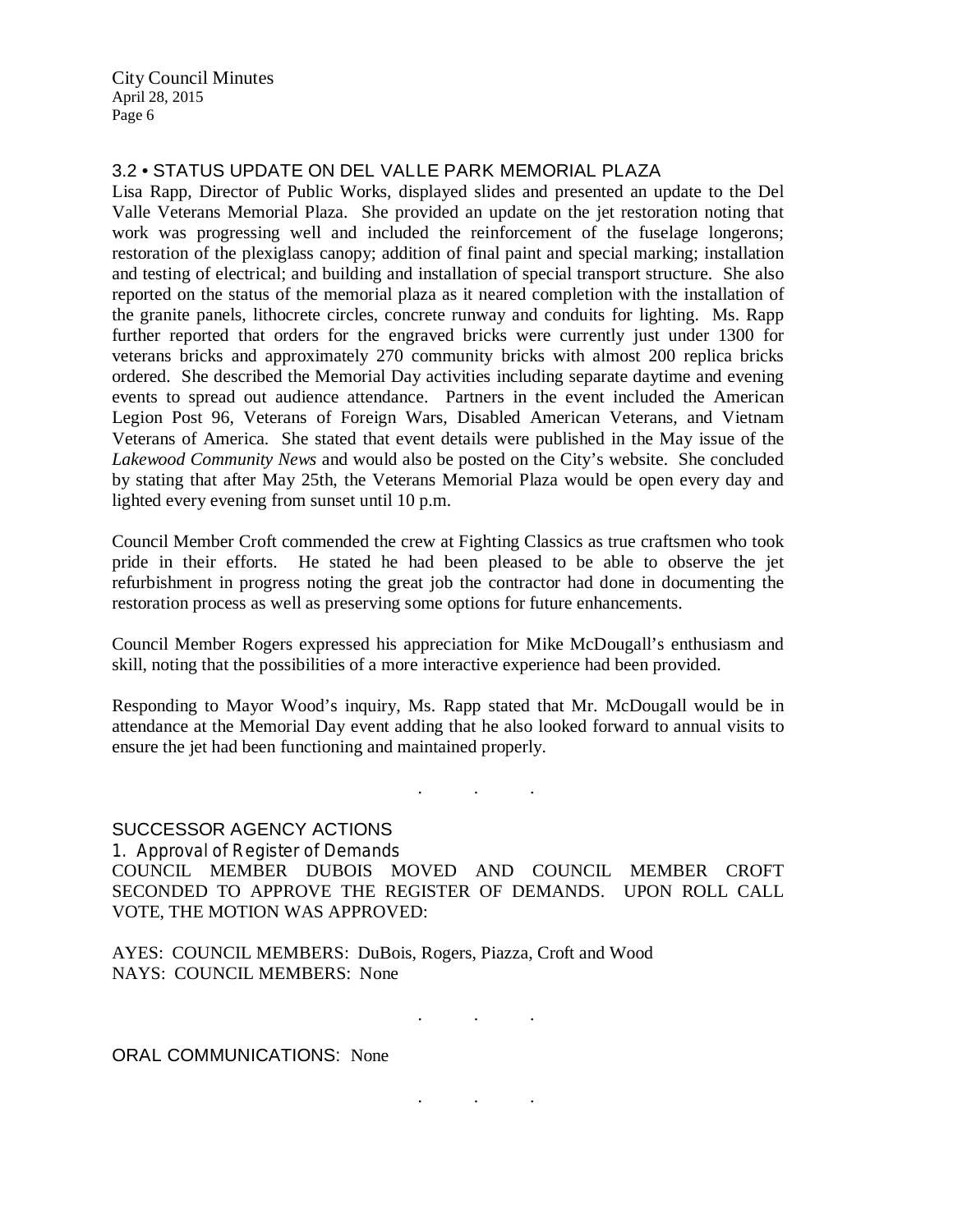### 3.2 • STATUS UPDATE ON DEL VALLE PARK MEMORIAL PLAZA

Lisa Rapp, Director of Public Works, displayed slides and presented an update to the Del Valle Veterans Memorial Plaza. She provided an update on the jet restoration noting that work was progressing well and included the reinforcement of the fuselage longerons; restoration of the plexiglass canopy; addition of final paint and special marking; installation and testing of electrical; and building and installation of special transport structure. She also reported on the status of the memorial plaza as it neared completion with the installation of the granite panels, lithocrete circles, concrete runway and conduits for lighting. Ms. Rapp further reported that orders for the engraved bricks were currently just under 1300 for veterans bricks and approximately 270 community bricks with almost 200 replica bricks ordered. She described the Memorial Day activities including separate daytime and evening events to spread out audience attendance. Partners in the event included the American Legion Post 96, Veterans of Foreign Wars, Disabled American Veterans, and Vietnam Veterans of America. She stated that event details were published in the May issue of the *Lakewood Community News* and would also be posted on the City's website. She concluded by stating that after May 25th, the Veterans Memorial Plaza would be open every day and lighted every evening from sunset until 10 p.m.

Council Member Croft commended the crew at Fighting Classics as true craftsmen who took pride in their efforts. He stated he had been pleased to be able to observe the jet refurbishment in progress noting the great job the contractor had done in documenting the restoration process as well as preserving some options for future enhancements.

Council Member Rogers expressed his appreciation for Mike McDougall's enthusiasm and skill, noting that the possibilities of a more interactive experience had been provided.

Responding to Mayor Wood's inquiry, Ms. Rapp stated that Mr. McDougall would be in attendance at the Memorial Day event adding that he also looked forward to annual visits to ensure the jet had been functioning and maintained properly.

. . .

### SUCCESSOR AGENCY ACTIONS

1. Approval of Register of Demands

COUNCIL MEMBER DUBOIS MOVED AND COUNCIL MEMBER CROFT SECONDED TO APPROVE THE REGISTER OF DEMANDS. UPON ROLL CALL VOTE, THE MOTION WAS APPROVED:

AYES: COUNCIL MEMBERS: DuBois, Rogers, Piazza, Croft and Wood
NAYS: COUNCIL MEMBERS: None

. . .

ORAL COMMUNICATIONS: None

. . .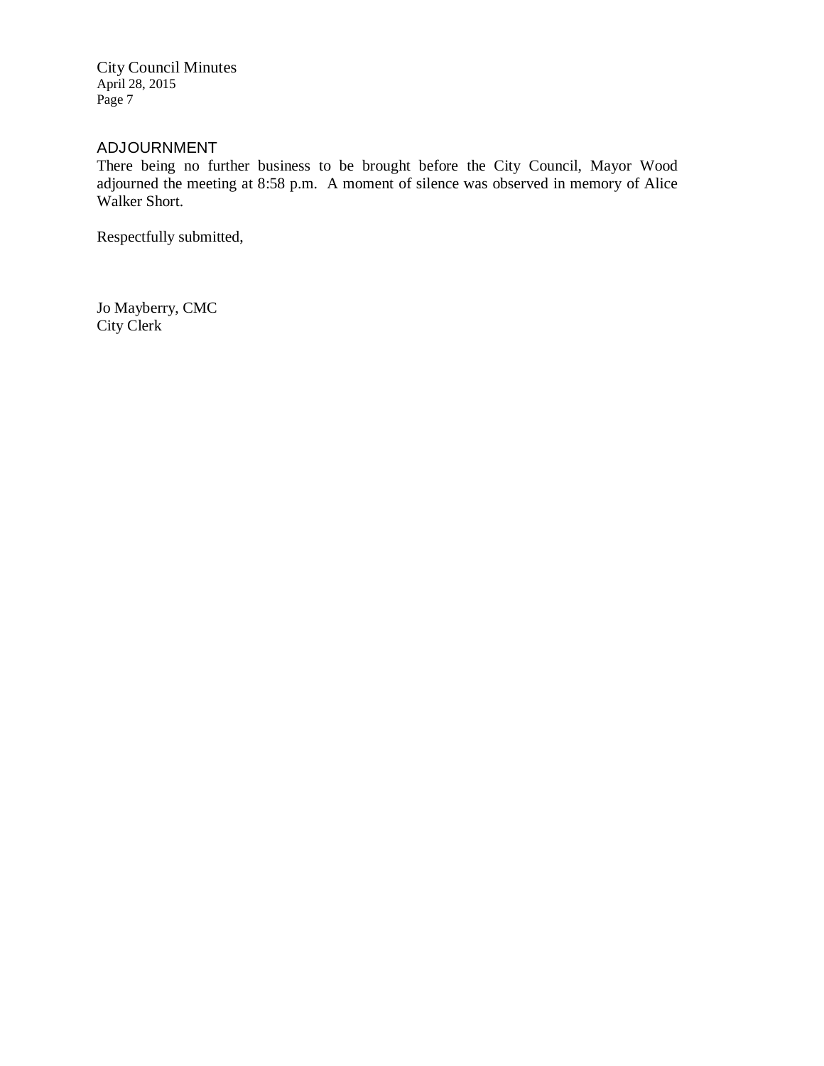## ADJOURNMENT

There being no further business to be brought before the City Council, Mayor Wood adjourned the meeting at 8:58 p.m. A moment of silence was observed in memory of Alice Walker Short.

Respectfully submitted,

Jo Mayberry, CMC
City Clerk